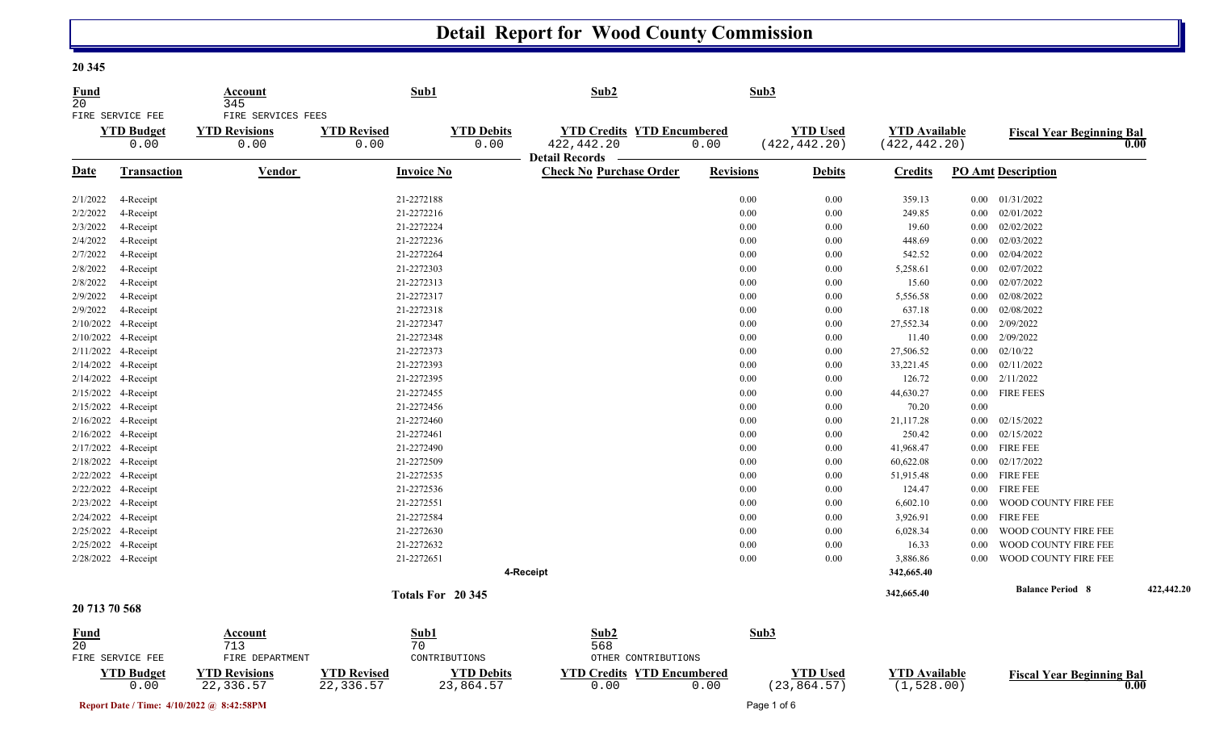# Detail Report for Wood County Commission

**20 345**

| Fund | Account | Sub1 | Sub2 | Sub3 |
|---|---|---|---|---|
| 20 | 345 | | | |
| FIRE SERVICE FEE | FIRE SERVICES FEES | | | |

| YTD Budget | YTD Revisions | YTD Revised | YTD Debits | YTD Credits | YTD Encumbered | YTD Used | YTD Available | Fiscal Year Beginning Bal |
|---|---|---|---|---|---|---|---|---|
| 0.00 | 0.00 | 0.00 | 0.00 | 422,442.20 | 0.00 | (422,442.20) | (422,442.20) | 0.00 |

**Detail Records**

| Date | Transaction | Vendor | Invoice No | Check No | Purchase Order | Revisions | Debits | Credits | PO Amt | Description |
|---|---|---|---|---|---|---|---|---|---|---|
| 2/1/2022 | 4-Receipt | | 21-2272188 | | | 0.00 | 0.00 | 359.13 | 0.00 | 01/31/2022 |
| 2/2/2022 | 4-Receipt | | 21-2272216 | | | 0.00 | 0.00 | 249.85 | 0.00 | 02/01/2022 |
| 2/3/2022 | 4-Receipt | | 21-2272224 | | | 0.00 | 0.00 | 19.60 | 0.00 | 02/02/2022 |
| 2/4/2022 | 4-Receipt | | 21-2272236 | | | 0.00 | 0.00 | 448.69 | 0.00 | 02/03/2022 |
| 2/7/2022 | 4-Receipt | | 21-2272264 | | | 0.00 | 0.00 | 542.52 | 0.00 | 02/04/2022 |
| 2/8/2022 | 4-Receipt | | 21-2272303 | | | 0.00 | 0.00 | 5,258.61 | 0.00 | 02/07/2022 |
| 2/8/2022 | 4-Receipt | | 21-2272313 | | | 0.00 | 0.00 | 15.60 | 0.00 | 02/07/2022 |
| 2/9/2022 | 4-Receipt | | 21-2272317 | | | 0.00 | 0.00 | 5,556.58 | 0.00 | 02/08/2022 |
| 2/9/2022 | 4-Receipt | | 21-2272318 | | | 0.00 | 0.00 | 637.18 | 0.00 | 02/08/2022 |
| 2/10/2022 | 4-Receipt | | 21-2272347 | | | 0.00 | 0.00 | 27,552.34 | 0.00 | 2/09/2022 |
| 2/10/2022 | 4-Receipt | | 21-2272348 | | | 0.00 | 0.00 | 11.40 | 0.00 | 2/09/2022 |
| 2/11/2022 | 4-Receipt | | 21-2272373 | | | 0.00 | 0.00 | 27,506.52 | 0.00 | 02/10/22 |
| 2/14/2022 | 4-Receipt | | 21-2272393 | | | 0.00 | 0.00 | 33,221.45 | 0.00 | 02/11/2022 |
| 2/14/2022 | 4-Receipt | | 21-2272395 | | | 0.00 | 0.00 | 126.72 | 0.00 | 2/11/2022 |
| 2/15/2022 | 4-Receipt | | 21-2272455 | | | 0.00 | 0.00 | 44,630.27 | 0.00 | FIRE FEES |
| 2/15/2022 | 4-Receipt | | 21-2272456 | | | 0.00 | 0.00 | 70.20 | 0.00 | |
| 2/16/2022 | 4-Receipt | | 21-2272460 | | | 0.00 | 0.00 | 21,117.28 | 0.00 | 02/15/2022 |
| 2/16/2022 | 4-Receipt | | 21-2272461 | | | 0.00 | 0.00 | 250.42 | 0.00 | 02/15/2022 |
| 2/17/2022 | 4-Receipt | | 21-2272490 | | | 0.00 | 0.00 | 41,968.47 | 0.00 | FIRE FEE |
| 2/18/2022 | 4-Receipt | | 21-2272509 | | | 0.00 | 0.00 | 60,622.08 | 0.00 | 02/17/2022 |
| 2/22/2022 | 4-Receipt | | 21-2272535 | | | 0.00 | 0.00 | 51,915.48 | 0.00 | FIRE FEE |
| 2/22/2022 | 4-Receipt | | 21-2272536 | | | 0.00 | 0.00 | 124.47 | 0.00 | FIRE FEE |
| 2/23/2022 | 4-Receipt | | 21-2272551 | | | 0.00 | 0.00 | 6,602.10 | 0.00 | WOOD COUNTY FIRE FEE |
| 2/24/2022 | 4-Receipt | | 21-2272584 | | | 0.00 | 0.00 | 3,926.91 | 0.00 | FIRE FEE |
| 2/25/2022 | 4-Receipt | | 21-2272630 | | | 0.00 | 0.00 | 6,028.34 | 0.00 | WOOD COUNTY FIRE FEE |
| 2/25/2022 | 4-Receipt | | 21-2272632 | | | 0.00 | 0.00 | 16.33 | 0.00 | WOOD COUNTY FIRE FEE |
| 2/28/2022 | 4-Receipt | | 21-2272651 | | | 0.00 | 0.00 | 3,886.86 | 0.00 | WOOD COUNTY FIRE FEE |
| | | | | 4-Receipt | | | | 342,665.40 | | |
| | | | Totals For 20 345 | | | | | 342,665.40 | | Balance Period 8 422,442.20 |

**20 713 70 568**

| Fund | Account | Sub1 | Sub2 | Sub3 |
|---|---|---|---|---|
| 20 | 713 | 70 | 568 | |
| FIRE SERVICE FEE | FIRE DEPARTMENT | CONTRIBUTIONS | OTHER CONTRIBUTIONS | |

| YTD Budget | YTD Revisions | YTD Revised | YTD Debits | YTD Credits | YTD Encumbered | YTD Used | YTD Available | Fiscal Year Beginning Bal |
|---|---|---|---|---|---|---|---|---|
| 0.00 | 22,336.57 | 22,336.57 | 23,864.57 | 0.00 | 0.00 | (23,864.57) | (1,528.00) | 0.00 |

Report Date / Time: 4/10/2022 @ 8:42:58PM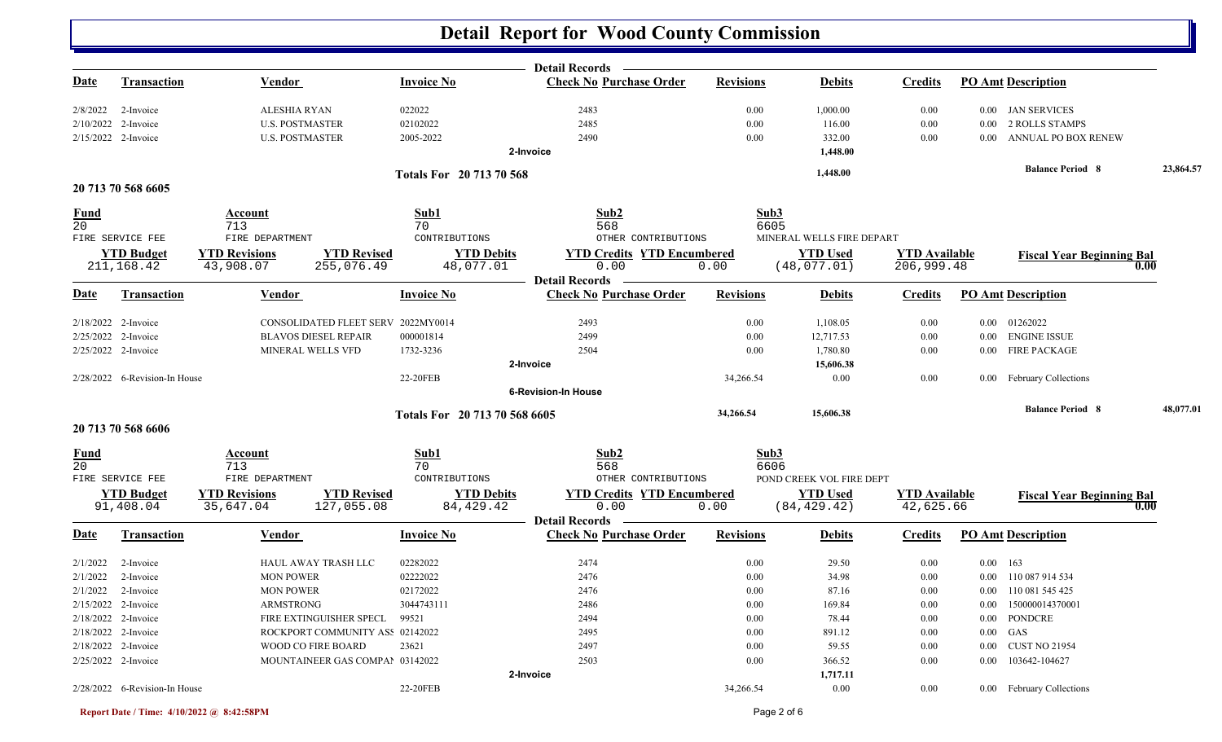# Detail Report for Wood County Commission

**Detail Records**

| Date | Transaction | Vendor | Invoice No | Check No | Purchase Order | Revisions | Debits | Credits | PO Amt | Description |
|---|---|---|---|---|---|---|---|---|---|---|
| 2/8/2022 | 2-Invoice | ALESHIA RYAN | 022022 | 2483 | | 0.00 | 1,000.00 | 0.00 | 0.00 | JAN SERVICES |
| 2/10/2022 | 2-Invoice | U.S. POSTMASTER | 02102022 | 2485 | | 0.00 | 116.00 | 0.00 | 0.00 | 2 ROLLS STAMPS |
| 2/15/2022 | 2-Invoice | U.S. POSTMASTER | 2005-2022 | 2490 | | 0.00 | 332.00 | 0.00 | 0.00 | ANNUAL PO BOX RENEW |
| | | | | 2-Invoice | | | 1,448.00 | | | |

**Totals For 20 713 70 568** — Debits: 1,448.00 — Balance Period 8: 23,864.57

## 20 713 70 568 6605

| Fund | Account | Sub1 | Sub2 | Sub3 |
|---|---|---|---|---|
| 20 | 713 | 70 | 568 | 6605 |
| FIRE SERVICE FEE | FIRE DEPARTMENT | CONTRIBUTIONS | OTHER CONTRIBUTIONS | MINERAL WELLS FIRE DEPART |

| YTD Budget | YTD Revisions | YTD Revised | YTD Debits | YTD Credits | YTD Encumbered | YTD Used | YTD Available | Fiscal Year Beginning Bal |
|---|---|---|---|---|---|---|---|---|
| 211,168.42 | 43,908.07 | 255,076.49 | 48,077.01 | 0.00 | 0.00 | (48,077.01) | 206,999.48 | 0.00 |

**Detail Records**

| Date | Transaction | Vendor | Invoice No | Check No | Purchase Order | Revisions | Debits | Credits | PO Amt | Description |
|---|---|---|---|---|---|---|---|---|---|---|
| 2/18/2022 | 2-Invoice | CONSOLIDATED FLEET SERV | 2022MY0014 | 2493 | | 0.00 | 1,108.05 | 0.00 | 0.00 | 01262022 |
| 2/25/2022 | 2-Invoice | BLAVOS DIESEL REPAIR | 000001814 | 2499 | | 0.00 | 12,717.53 | 0.00 | 0.00 | ENGINE ISSUE |
| 2/25/2022 | 2-Invoice | MINERAL WELLS VFD | 1732-3236 | 2504 | | 0.00 | 1,780.80 | 0.00 | 0.00 | FIRE PACKAGE |
| | | | | 2-Invoice | | | 15,606.38 | | | |
| 2/28/2022 | 6-Revision-In House | | 22-20FEB | | | 34,266.54 | 0.00 | 0.00 | 0.00 | February Collections |
| | | | | 6-Revision-In House | | | | | | |

**Totals For 20 713 70 568 6605** — Revisions: 34,266.54 — Debits: 15,606.38 — Balance Period 8: 48,077.01

## 20 713 70 568 6606

| Fund | Account | Sub1 | Sub2 | Sub3 |
|---|---|---|---|---|
| 20 | 713 | 70 | 568 | 6606 |
| FIRE SERVICE FEE | FIRE DEPARTMENT | CONTRIBUTIONS | OTHER CONTRIBUTIONS | POND CREEK VOL FIRE DEPT |

| YTD Budget | YTD Revisions | YTD Revised | YTD Debits | YTD Credits | YTD Encumbered | YTD Used | YTD Available | Fiscal Year Beginning Bal |
|---|---|---|---|---|---|---|---|---|
| 91,408.04 | 35,647.04 | 127,055.08 | 84,429.42 | 0.00 | 0.00 | (84,429.42) | 42,625.66 | 0.00 |

**Detail Records**

| Date | Transaction | Vendor | Invoice No | Check No | Purchase Order | Revisions | Debits | Credits | PO Amt | Description |
|---|---|---|---|---|---|---|---|---|---|---|
| 2/1/2022 | 2-Invoice | HAUL AWAY TRASH LLC | 02282022 | 2474 | | 0.00 | 29.50 | 0.00 | 0.00 | 163 |
| 2/1/2022 | 2-Invoice | MON POWER | 02222022 | 2476 | | 0.00 | 34.98 | 0.00 | 0.00 | 110 087 914 534 |
| 2/1/2022 | 2-Invoice | MON POWER | 02172022 | 2476 | | 0.00 | 87.16 | 0.00 | 0.00 | 110 081 545 425 |
| 2/15/2022 | 2-Invoice | ARMSTRONG | 3044743111 | 2486 | | 0.00 | 169.84 | 0.00 | 0.00 | 150000014370001 |
| 2/18/2022 | 2-Invoice | FIRE EXTINGUISHER SPECL | 99521 | 2494 | | 0.00 | 78.44 | 0.00 | 0.00 | PONDCRE |
| 2/18/2022 | 2-Invoice | ROCKPORT COMMUNITY ASS | 02142022 | 2495 | | 0.00 | 891.12 | 0.00 | 0.00 | GAS |
| 2/18/2022 | 2-Invoice | WOOD CO FIRE BOARD | 23621 | 2497 | | 0.00 | 59.55 | 0.00 | 0.00 | CUST NO 21954 |
| 2/25/2022 | 2-Invoice | MOUNTAINEER GAS COMPAN | 03142022 | 2503 | | 0.00 | 366.52 | 0.00 | 0.00 | 103642-104627 |
| | | | | 2-Invoice | | | 1,717.11 | | | |
| 2/28/2022 | 6-Revision-In House | | 22-20FEB | | | 34,266.54 | 0.00 | 0.00 | 0.00 | February Collections |

Report Date / Time: 4/10/2022 @ 8:42:58PM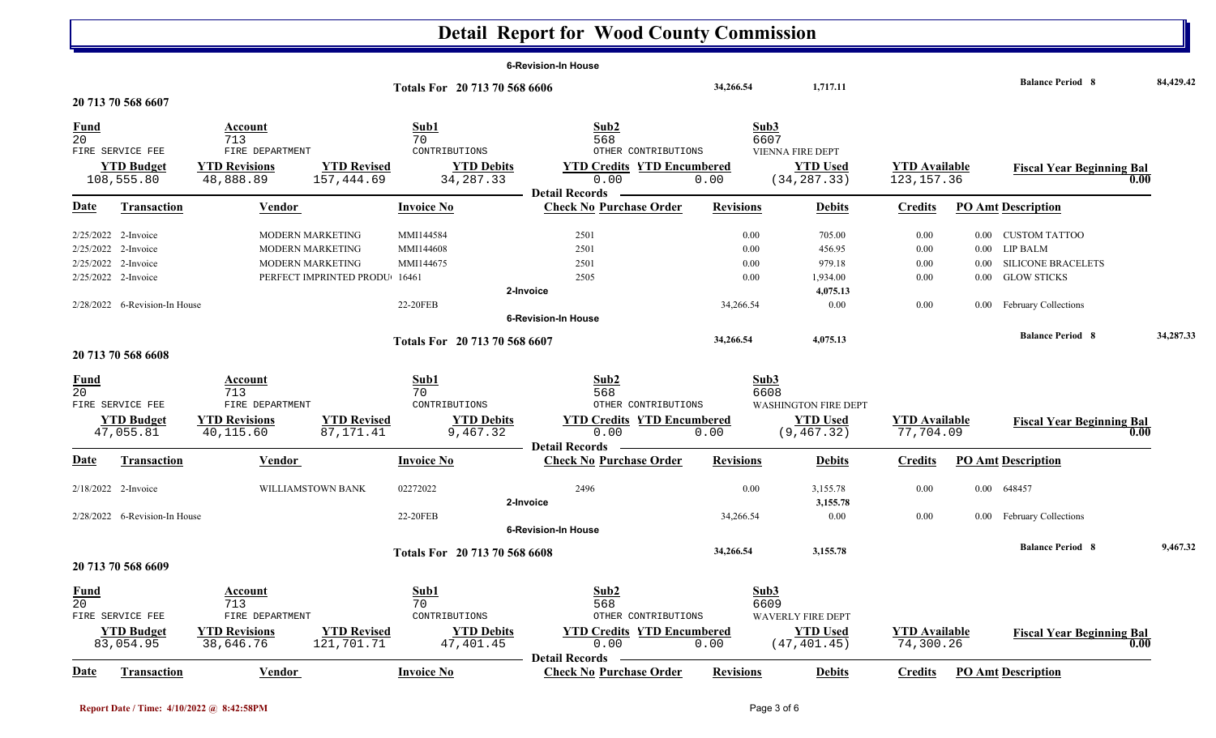# Detail Report for Wood County Commission

6-Revision-In House

| | | | |
|---|---|---|---|
| Totals For 20 713 70 568 6606 | 34,266.54 | 1,717.11 | Balance Period 8 84,429.42 |

## 20 713 70 568 6607

| Fund | Account | Sub1 | Sub2 | Sub3 |
|---|---|---|---|---|
| 20 | 713 | 70 | 568 | 6607 |
| FIRE SERVICE FEE | FIRE DEPARTMENT | CONTRIBUTIONS | OTHER CONTRIBUTIONS | VIENNA FIRE DEPT |

| YTD Budget | YTD Revisions | YTD Revised | YTD Debits | YTD Credits | YTD Encumbered | YTD Used | YTD Available | Fiscal Year Beginning Bal |
|---|---|---|---|---|---|---|---|---|
| 108,555.80 | 48,888.89 | 157,444.69 | 34,287.33 | 0.00 | 0.00 | (34,287.33) | 123,157.36 | 0.00 |

Detail Records

| Date | Transaction | Vendor | Invoice No | Check No | Purchase Order | Revisions | Debits | Credits | PO Amt | Description |
|---|---|---|---|---|---|---|---|---|---|---|
| 2/25/2022 | 2-Invoice | MODERN MARKETING | MMI144584 | 2501 | | 0.00 | 705.00 | 0.00 | 0.00 | CUSTOM TATTOO |
| 2/25/2022 | 2-Invoice | MODERN MARKETING | MMI144608 | 2501 | | 0.00 | 456.95 | 0.00 | 0.00 | LIP BALM |
| 2/25/2022 | 2-Invoice | MODERN MARKETING | MMI144675 | 2501 | | 0.00 | 979.18 | 0.00 | 0.00 | SILICONE BRACELETS |
| 2/25/2022 | 2-Invoice | PERFECT IMPRINTED PRODU | 16461 | 2505 | | 0.00 | 1,934.00 | 0.00 | 0.00 | GLOW STICKS |
| | 2-Invoice | | | | | | 4,075.13 | | | |
| 2/28/2022 | 6-Revision-In House | | 22-20FEB | | | 34,266.54 | 0.00 | 0.00 | 0.00 | February Collections |
| | 6-Revision-In House | | | | | | | | | |
| | Totals For 20 713 70 568 6607 | | | | | 34,266.54 | 4,075.13 | | | Balance Period 8 34,287.33 |

## 20 713 70 568 6608

| Fund | Account | Sub1 | Sub2 | Sub3 |
|---|---|---|---|---|
| 20 | 713 | 70 | 568 | 6608 |
| FIRE SERVICE FEE | FIRE DEPARTMENT | CONTRIBUTIONS | OTHER CONTRIBUTIONS | WASHINGTON FIRE DEPT |

| YTD Budget | YTD Revisions | YTD Revised | YTD Debits | YTD Credits | YTD Encumbered | YTD Used | YTD Available | Fiscal Year Beginning Bal |
|---|---|---|---|---|---|---|---|---|
| 47,055.81 | 40,115.60 | 87,171.41 | 9,467.32 | 0.00 | 0.00 | (9,467.32) | 77,704.09 | 0.00 |

Detail Records

| Date | Transaction | Vendor | Invoice No | Check No | Purchase Order | Revisions | Debits | Credits | PO Amt | Description |
|---|---|---|---|---|---|---|---|---|---|---|
| 2/18/2022 | 2-Invoice | WILLIAMSTOWN BANK | 02272022 | 2496 | | 0.00 | 3,155.78 | 0.00 | 0.00 | 648457 |
| | 2-Invoice | | | | | | 3,155.78 | | | |
| 2/28/2022 | 6-Revision-In House | | 22-20FEB | | | 34,266.54 | 0.00 | 0.00 | 0.00 | February Collections |
| | 6-Revision-In House | | | | | | | | | |
| | Totals For 20 713 70 568 6608 | | | | | 34,266.54 | 3,155.78 | | | Balance Period 8 9,467.32 |

## 20 713 70 568 6609

| Fund | Account | Sub1 | Sub2 | Sub3 |
|---|---|---|---|---|
| 20 | 713 | 70 | 568 | 6609 |
| FIRE SERVICE FEE | FIRE DEPARTMENT | CONTRIBUTIONS | OTHER CONTRIBUTIONS | WAVERLY FIRE DEPT |

| YTD Budget | YTD Revisions | YTD Revised | YTD Debits | YTD Credits | YTD Encumbered | YTD Used | YTD Available | Fiscal Year Beginning Bal |
|---|---|---|---|---|---|---|---|---|
| 83,054.95 | 38,646.76 | 121,701.71 | 47,401.45 | 0.00 | 0.00 | (47,401.45) | 74,300.26 | 0.00 |

Detail Records

| Date | Transaction | Vendor | Invoice No | Check No | Purchase Order | Revisions | Debits | Credits | PO Amt | Description |
|---|---|---|---|---|---|---|---|---|---|---|

Report Date / Time: 4/10/2022 @ 8:42:58PM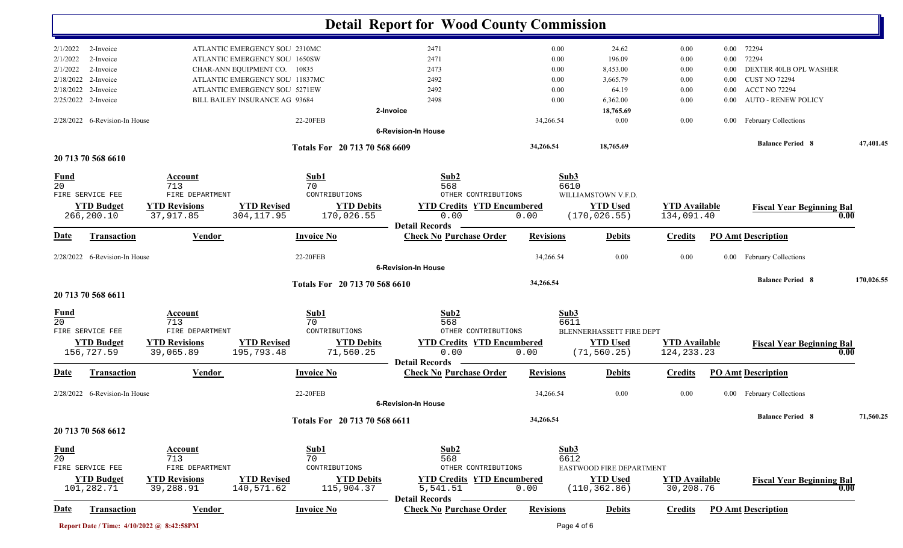# Detail Report for Wood County Commission

| Date | Transaction | Vendor | Invoice No | Check No | Revisions | Debits | Credits | PO Amt | Description |
|---|---|---|---|---|---|---|---|---|---|
| 2/1/2022 | 2-Invoice | ATLANTIC EMERGENCY SOL | 2310MC | 2471 | 0.00 | 24.62 | 0.00 | 0.00 | 72294 |
| 2/1/2022 | 2-Invoice | ATLANTIC EMERGENCY SOL | 1650SW | 2471 | 0.00 | 196.09 | 0.00 | 0.00 | 72294 |
| 2/1/2022 | 2-Invoice | CHAR-ANN EQUIPMENT CO. | 10835 | 2473 | 0.00 | 8,453.00 | 0.00 | 0.00 | DEXTER 40LB OPL WASHER |
| 2/18/2022 | 2-Invoice | ATLANTIC EMERGENCY SOL | 11837MC | 2492 | 0.00 | 3,665.79 | 0.00 | 0.00 | CUST NO 72294 |
| 2/18/2022 | 2-Invoice | ATLANTIC EMERGENCY SOL | 5271EW | 2492 | 0.00 | 64.19 | 0.00 | 0.00 | ACCT NO 72294 |
| 2/25/2022 | 2-Invoice | BILL BAILEY INSURANCE AG | 93684 | 2498 | 0.00 | 6,362.00 | 0.00 | 0.00 | AUTO - RENEW POLICY |
| | | | | 2-Invoice | | 18,765.69 | | | |
| 2/28/2022 | 6-Revision-In House | | 22-20FEB | | 34,266.54 | 0.00 | 0.00 | 0.00 | February Collections |
| | | | | 6-Revision-In House | | | | | |

**Totals For 20 713 70 568 6609** — Revisions: 34,266.54 — Debits: 18,765.69 — Balance Period 8: 47,401.45

## 20 713 70 568 6610

| Fund | Account | Sub1 | Sub2 | Sub3 |
|---|---|---|---|---|
| 20 | 713 | 70 | 568 | 6610 |
| FIRE SERVICE FEE | FIRE DEPARTMENT | CONTRIBUTIONS | OTHER CONTRIBUTIONS | WILLIAMSTOWN V.F.D. |

| YTD Budget | YTD Revisions | YTD Revised | YTD Debits | YTD Credits | YTD Encumbered | YTD Used | YTD Available | Fiscal Year Beginning Bal |
|---|---|---|---|---|---|---|---|---|
| 266,200.10 | 37,917.85 | 304,117.95 | 170,026.55 | 0.00 | 0.00 | (170,026.55) | 134,091.40 | 0.00 |

**Detail Records**

| Date | Transaction | Vendor | Invoice No | Check No | Purchase Order | Revisions | Debits | Credits | PO Amt | Description |
|---|---|---|---|---|---|---|---|---|---|---|
| 2/28/2022 | 6-Revision-In House | | 22-20FEB | | | 34,266.54 | 0.00 | 0.00 | 0.00 | February Collections |
| | | | | 6-Revision-In House | | | | | | |

**Totals For 20 713 70 568 6610** — Revisions: 34,266.54 — Balance Period 8: 170,026.55

## 20 713 70 568 6611

| Fund | Account | Sub1 | Sub2 | Sub3 |
|---|---|---|---|---|
| 20 | 713 | 70 | 568 | 6611 |
| FIRE SERVICE FEE | FIRE DEPARTMENT | CONTRIBUTIONS | OTHER CONTRIBUTIONS | BLENNERHASSETT FIRE DEPT |

| YTD Budget | YTD Revisions | YTD Revised | YTD Debits | YTD Credits | YTD Encumbered | YTD Used | YTD Available | Fiscal Year Beginning Bal |
|---|---|---|---|---|---|---|---|---|
| 156,727.59 | 39,065.89 | 195,793.48 | 71,560.25 | 0.00 | 0.00 | (71,560.25) | 124,233.23 | 0.00 |

**Detail Records**

| Date | Transaction | Vendor | Invoice No | Check No | Purchase Order | Revisions | Debits | Credits | PO Amt | Description |
|---|---|---|---|---|---|---|---|---|---|---|
| 2/28/2022 | 6-Revision-In House | | 22-20FEB | | | 34,266.54 | 0.00 | 0.00 | 0.00 | February Collections |
| | | | | 6-Revision-In House | | | | | | |

**Totals For 20 713 70 568 6611** — Revisions: 34,266.54 — Balance Period 8: 71,560.25

## 20 713 70 568 6612

| Fund | Account | Sub1 | Sub2 | Sub3 |
|---|---|---|---|---|
| 20 | 713 | 70 | 568 | 6612 |
| FIRE SERVICE FEE | FIRE DEPARTMENT | CONTRIBUTIONS | OTHER CONTRIBUTIONS | EASTWOOD FIRE DEPARTMENT |

| YTD Budget | YTD Revisions | YTD Revised | YTD Debits | YTD Credits | YTD Encumbered | YTD Used | YTD Available | Fiscal Year Beginning Bal |
|---|---|---|---|---|---|---|---|---|
| 101,282.71 | 39,288.91 | 140,571.62 | 115,904.37 | 5,541.51 | 0.00 | (110,362.86) | 30,208.76 | 0.00 |

**Detail Records**

| Date | Transaction | Vendor | Invoice No | Check No | Purchase Order | Revisions | Debits | Credits | PO Amt | Description |
|---|---|---|---|---|---|---|---|---|---|---|

Report Date / Time: 4/10/2022 @ 8:42:58PM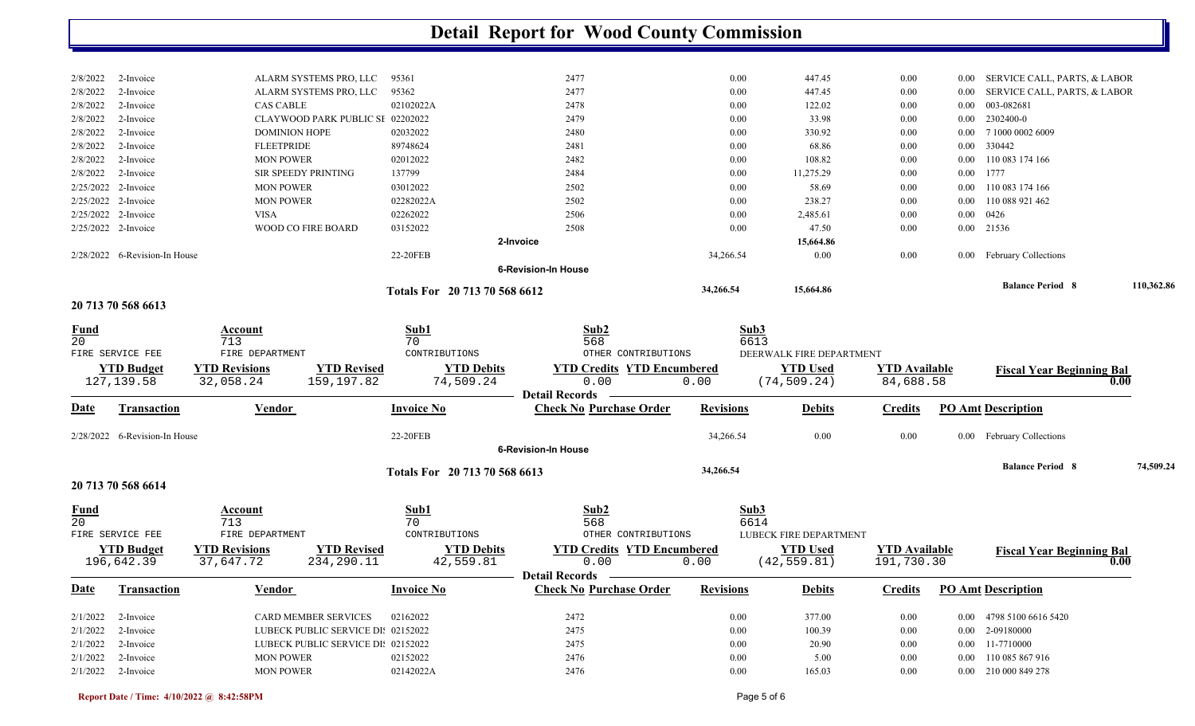# Detail Report for Wood County Commission

| Date | Transaction | Vendor | Invoice No | Check No | Purchase Order | Revisions | Debits | Credits | PO Amt | Description |
|---|---|---|---|---|---|---|---|---|---|---|
| 2/8/2022 | 2-Invoice | ALARM SYSTEMS PRO, LLC | 95361 | 2477 | | 0.00 | 447.45 | 0.00 | 0.00 | SERVICE CALL, PARTS, & LABOR |
| 2/8/2022 | 2-Invoice | ALARM SYSTEMS PRO, LLC | 95362 | 2477 | | 0.00 | 447.45 | 0.00 | 0.00 | SERVICE CALL, PARTS, & LABOR |
| 2/8/2022 | 2-Invoice | CAS CABLE | 02102022A | 2478 | | 0.00 | 122.02 | 0.00 | 0.00 | 003-082681 |
| 2/8/2022 | 2-Invoice | CLAYWOOD PARK PUBLIC SE | 02202022 | 2479 | | 0.00 | 33.98 | 0.00 | 0.00 | 2302400-0 |
| 2/8/2022 | 2-Invoice | DOMINION HOPE | 02032022 | 2480 | | 0.00 | 330.92 | 0.00 | 0.00 | 7 1000 0002 6009 |
| 2/8/2022 | 2-Invoice | FLEETPRIDE | 89748624 | 2481 | | 0.00 | 68.86 | 0.00 | 0.00 | 330442 |
| 2/8/2022 | 2-Invoice | MON POWER | 02012022 | 2482 | | 0.00 | 108.82 | 0.00 | 0.00 | 110 083 174 166 |
| 2/8/2022 | 2-Invoice | SIR SPEEDY PRINTING | 137799 | 2484 | | 0.00 | 11,275.29 | 0.00 | 0.00 | 1777 |
| 2/25/2022 | 2-Invoice | MON POWER | 03012022 | 2502 | | 0.00 | 58.69 | 0.00 | 0.00 | 110 083 174 166 |
| 2/25/2022 | 2-Invoice | MON POWER | 02282022A | 2502 | | 0.00 | 238.27 | 0.00 | 0.00 | 110 088 921 462 |
| 2/25/2022 | 2-Invoice | VISA | 02262022 | 2506 | | 0.00 | 2,485.61 | 0.00 | 0.00 | 0426 |
| 2/25/2022 | 2-Invoice | WOOD CO FIRE BOARD | 03152022 | 2508 | | 0.00 | 47.50 | 0.00 | 0.00 | 21536 |
| | | | | **2-Invoice** | | | **15,664.86** | | | |
| 2/28/2022 | 6-Revision-In House | | 22-20FEB | | | 34,266.54 | 0.00 | 0.00 | 0.00 | February Collections |
| | | | | **6-Revision-In House** | | | | | | |
| | | | **Totals For 20 713 70 568 6612** | | | **34,266.54** | **15,664.86** | | | **Balance Period 8** **110,362.86** |

## 20 713 70 568 6613

| Fund | Account | | Sub1 | Sub2 | | Sub3 | | |
|---|---|---|---|---|---|---|---|---|
| 20 | 713 | | 70 | 568 | | 6613 | | |
| FIRE SERVICE FEE | FIRE DEPARTMENT | | CONTRIBUTIONS | OTHER CONTRIBUTIONS | | DEERWALK FIRE DEPARTMENT | | |
| **YTD Budget** | **YTD Revisions** | **YTD Revised** | **YTD Debits** | **YTD Credits** | **YTD Encumbered** | **YTD Used** | **YTD Available** | **Fiscal Year Beginning Bal** |
| 127,139.58 | 32,058.24 | 159,197.82 | 74,509.24 | 0.00 | 0.00 | (74,509.24) | 84,688.58 | 0.00 |

**Detail Records**

| Date | Transaction | Vendor | Invoice No | Check No | Purchase Order | Revisions | Debits | Credits | PO Amt | Description |
|---|---|---|---|---|---|---|---|---|---|---|
| 2/28/2022 | 6-Revision-In House | | 22-20FEB | | | 34,266.54 | 0.00 | 0.00 | 0.00 | February Collections |
| | | | | **6-Revision-In House** | | | | | | |
| | | | **Totals For 20 713 70 568 6613** | | | **34,266.54** | | | | **Balance Period 8** **74,509.24** |

## 20 713 70 568 6614

| Fund | Account | | Sub1 | Sub2 | | Sub3 | | |
|---|---|---|---|---|---|---|---|---|
| 20 | 713 | | 70 | 568 | | 6614 | | |
| FIRE SERVICE FEE | FIRE DEPARTMENT | | CONTRIBUTIONS | OTHER CONTRIBUTIONS | | LUBECK FIRE DEPARTMENT | | |
| **YTD Budget** | **YTD Revisions** | **YTD Revised** | **YTD Debits** | **YTD Credits** | **YTD Encumbered** | **YTD Used** | **YTD Available** | **Fiscal Year Beginning Bal** |
| 196,642.39 | 37,647.72 | 234,290.11 | 42,559.81 | 0.00 | 0.00 | (42,559.81) | 191,730.30 | 0.00 |

**Detail Records**

| Date | Transaction | Vendor | Invoice No | Check No | Purchase Order | Revisions | Debits | Credits | PO Amt | Description |
|---|---|---|---|---|---|---|---|---|---|---|
| 2/1/2022 | 2-Invoice | CARD MEMBER SERVICES | 02162022 | 2472 | | 0.00 | 377.00 | 0.00 | 0.00 | 4798 5100 6616 5420 |
| 2/1/2022 | 2-Invoice | LUBECK PUBLIC SERVICE DIS | 02152022 | 2475 | | 0.00 | 100.39 | 0.00 | 0.00 | 2-09180000 |
| 2/1/2022 | 2-Invoice | LUBECK PUBLIC SERVICE DIS | 02152022 | 2475 | | 0.00 | 20.90 | 0.00 | 0.00 | 11-7710000 |
| 2/1/2022 | 2-Invoice | MON POWER | 02152022 | 2476 | | 0.00 | 5.00 | 0.00 | 0.00 | 110 085 867 916 |
| 2/1/2022 | 2-Invoice | MON POWER | 02142022A | 2476 | | 0.00 | 165.03 | 0.00 | 0.00 | 210 000 849 278 |

Report Date / Time: 4/10/2022 @ 8:42:58PM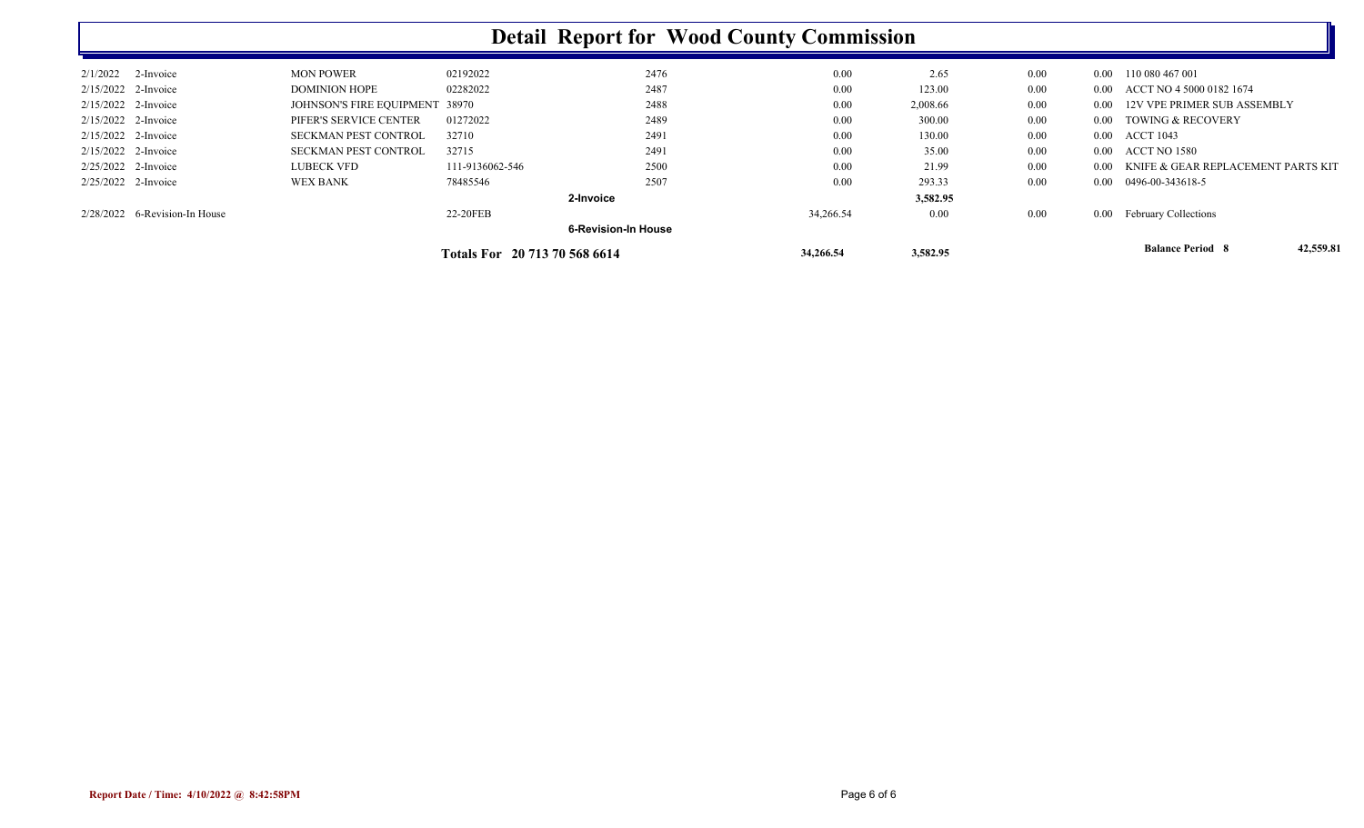# Detail Report for Wood County Commission

| | | | | | | | | | |
|---|---|---|---|---|---|---|---|---|---|
| 2/1/2022 | 2-Invoice | MON POWER | 02192022 | 2476 | 0.00 | 2.65 | 0.00 | 0.00 | 110 080 467 001 |
| 2/15/2022 | 2-Invoice | DOMINION HOPE | 02282022 | 2487 | 0.00 | 123.00 | 0.00 | 0.00 | ACCT NO 4 5000 0182 1674 |
| 2/15/2022 | 2-Invoice | JOHNSON'S FIRE EQUIPMENT | 38970 | 2488 | 0.00 | 2,008.66 | 0.00 | 0.00 | 12V VPE PRIMER SUB ASSEMBLY |
| 2/15/2022 | 2-Invoice | PIFER'S SERVICE CENTER | 01272022 | 2489 | 0.00 | 300.00 | 0.00 | 0.00 | TOWING & RECOVERY |
| 2/15/2022 | 2-Invoice | SECKMAN PEST CONTROL | 32710 | 2491 | 0.00 | 130.00 | 0.00 | 0.00 | ACCT 1043 |
| 2/15/2022 | 2-Invoice | SECKMAN PEST CONTROL | 32715 | 2491 | 0.00 | 35.00 | 0.00 | 0.00 | ACCT NO 1580 |
| 2/25/2022 | 2-Invoice | LUBECK VFD | 111-9136062-546 | 2500 | 0.00 | 21.99 | 0.00 | 0.00 | KNIFE & GEAR REPLACEMENT PARTS KIT |
| 2/25/2022 | 2-Invoice | WEX BANK | 78485546 | 2507 | 0.00 | 293.33 | 0.00 | 0.00 | 0496-00-343618-5 |
| | | | | **2-Invoice** | | **3,582.95** | | | |
| 2/28/2022 | 6-Revision-In House | | 22-20FEB | | 34,266.54 | 0.00 | 0.00 | 0.00 | February Collections |
| | | | | **6-Revision-In House** | | | | | |
| | | | **Totals For 20 713 70 568 6614** | | **34,266.54** | **3,582.95** | | | **Balance Period 8** **42,559.81** |

**Report Date / Time: 4/10/2022 @ 8:42:58PM**